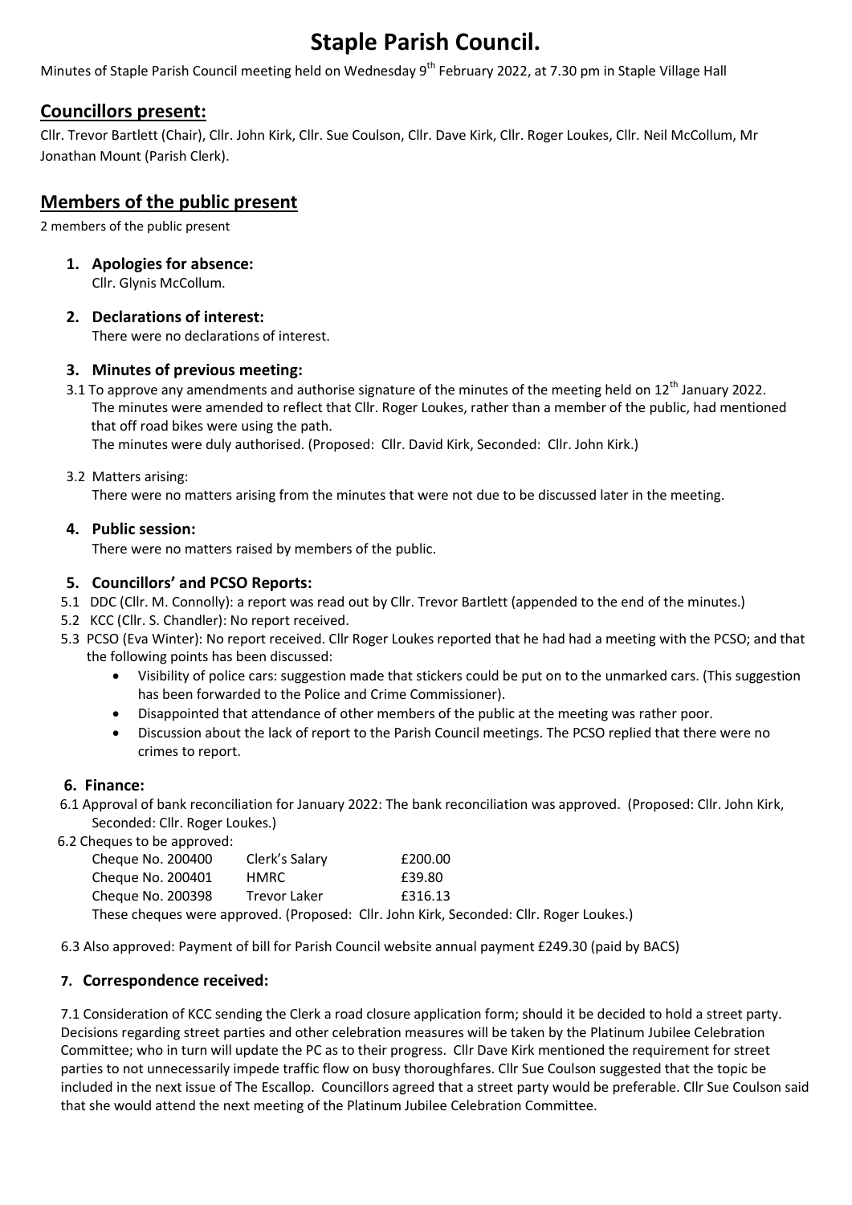# Staple Parish Council.

Minutes of Staple Parish Council meeting held on Wednesday 9th February 2022, at 7.30 pm in Staple Village Hall

## Councillors present:

Cllr. Trevor Bartlett (Chair), Cllr. John Kirk, Cllr. Sue Coulson, Cllr. Dave Kirk, Cllr. Roger Loukes, Cllr. Neil McCollum, Mr Jonathan Mount (Parish Clerk).

## Members of the public present

2 members of the public present

### 1. Apologies for absence:

Cllr. Glynis McCollum.

### 2. Declarations of interest:

There were no declarations of interest.

### 3. Minutes of previous meeting:

3.1 To approve any amendments and authorise signature of the minutes of the meeting held on 12th January 2022. The minutes were amended to reflect that Cllr. Roger Loukes, rather than a member of the public, had mentioned that off road bikes were using the path.
The minutes were duly authorised. (Proposed: Cllr. David Kirk, Seconded: Cllr. John Kirk.)

3.2 Matters arising:
There were no matters arising from the minutes that were not due to be discussed later in the meeting.

### 4. Public session:

There were no matters raised by members of the public.

### 5. Councillors' and PCSO Reports:

5.1 DDC (Cllr. M. Connolly): a report was read out by Cllr. Trevor Bartlett (appended to the end of the minutes.)

5.2 KCC (Cllr. S. Chandler): No report received.

5.3 PCSO (Eva Winter): No report received. Cllr Roger Loukes reported that he had had a meeting with the PCSO; and that the following points has been discussed:

- Visibility of police cars: suggestion made that stickers could be put on to the unmarked cars. (This suggestion has been forwarded to the Police and Crime Commissioner).
- Disappointed that attendance of other members of the public at the meeting was rather poor.
- Discussion about the lack of report to the Parish Council meetings. The PCSO replied that there were no crimes to report.

### 6. Finance:

6.1 Approval of bank reconciliation for January 2022: The bank reconciliation was approved. (Proposed: Cllr. John Kirk, Seconded: Cllr. Roger Loukes.)

6.2 Cheques to be approved:

| | | |
|---|---|---|
| Cheque No. 200400 | Clerk's Salary | £200.00 |
| Cheque No. 200401 | HMRC | £39.80 |
| Cheque No. 200398 | Trevor Laker | £316.13 |

These cheques were approved. (Proposed: Cllr. John Kirk, Seconded: Cllr. Roger Loukes.)

6.3 Also approved: Payment of bill for Parish Council website annual payment £249.30 (paid by BACS)

### 7. Correspondence received:

7.1 Consideration of KCC sending the Clerk a road closure application form; should it be decided to hold a street party. Decisions regarding street parties and other celebration measures will be taken by the Platinum Jubilee Celebration Committee; who in turn will update the PC as to their progress. Cllr Dave Kirk mentioned the requirement for street parties to not unnecessarily impede traffic flow on busy thoroughfares. Cllr Sue Coulson suggested that the topic be included in the next issue of The Escallop. Councillors agreed that a street party would be preferable. Cllr Sue Coulson said that she would attend the next meeting of the Platinum Jubilee Celebration Committee.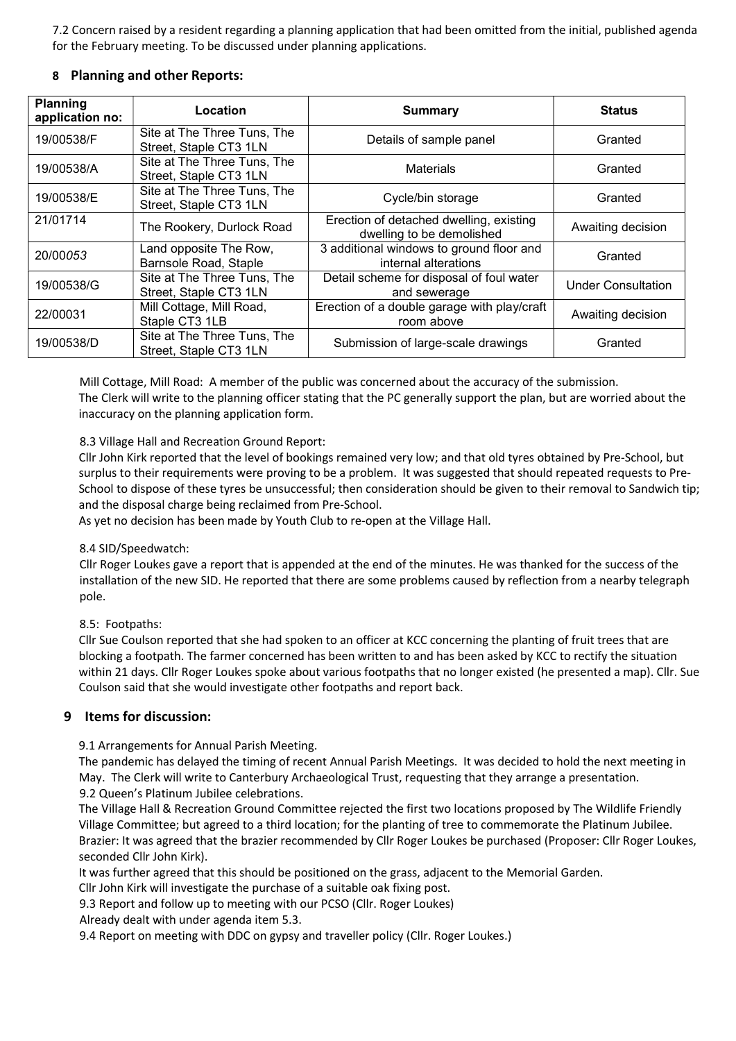7.2 Concern raised by a resident regarding a planning application that had been omitted from the initial, published agenda for the February meeting. To be discussed under planning applications.

## 8 Planning and other Reports:

| Planning application no: | Location | Summary | Status |
|---|---|---|---|
| 19/00538/F | Site at The Three Tuns, The Street, Staple CT3 1LN | Details of sample panel | Granted |
| 19/00538/A | Site at The Three Tuns, The Street, Staple CT3 1LN | Materials | Granted |
| 19/00538/E | Site at The Three Tuns, The Street, Staple CT3 1LN | Cycle/bin storage | Granted |
| 21/01714 | The Rookery, Durlock Road | Erection of detached dwelling, existing dwelling to be demolished | Awaiting decision |
| 20/00*053* | Land opposite The Row, Barnsole Road, Staple | 3 additional windows to ground floor and internal alterations | Granted |
| 19/00538/G | Site at The Three Tuns, The Street, Staple CT3 1LN | Detail scheme for disposal of foul water and sewerage | Under Consultation |
| 22/00031 | Mill Cottage, Mill Road, Staple CT3 1LB | Erection of a double garage with play/craft room above | Awaiting decision |
| 19/00538/D | Site at The Three Tuns, The Street, Staple CT3 1LN | Submission of large-scale drawings | Granted |

Mill Cottage, Mill Road: A member of the public was concerned about the accuracy of the submission.
The Clerk will write to the planning officer stating that the PC generally support the plan, but are worried about the inaccuracy on the planning application form.

8.3 Village Hall and Recreation Ground Report:
Cllr John Kirk reported that the level of bookings remained very low; and that old tyres obtained by Pre-School, but surplus to their requirements were proving to be a problem. It was suggested that should repeated requests to Pre-School to dispose of these tyres be unsuccessful; then consideration should be given to their removal to Sandwich tip; and the disposal charge being reclaimed from Pre-School.
As yet no decision has been made by Youth Club to re-open at the Village Hall.

8.4 SID/Speedwatch:
Cllr Roger Loukes gave a report that is appended at the end of the minutes. He was thanked for the success of the installation of the new SID. He reported that there are some problems caused by reflection from a nearby telegraph pole.

8.5: Footpaths:
Cllr Sue Coulson reported that she had spoken to an officer at KCC concerning the planting of fruit trees that are blocking a footpath. The farmer concerned has been written to and has been asked by KCC to rectify the situation within 21 days. Cllr Roger Loukes spoke about various footpaths that no longer existed (he presented a map). Cllr. Sue Coulson said that she would investigate other footpaths and report back.

## 9 Items for discussion:

9.1 Arrangements for Annual Parish Meeting.
The pandemic has delayed the timing of recent Annual Parish Meetings. It was decided to hold the next meeting in May. The Clerk will write to Canterbury Archaeological Trust, requesting that they arrange a presentation.
9.2 Queen's Platinum Jubilee celebrations.
The Village Hall & Recreation Ground Committee rejected the first two locations proposed by The Wildlife Friendly Village Committee; but agreed to a third location; for the planting of tree to commemorate the Platinum Jubilee.
Brazier: It was agreed that the brazier recommended by Cllr Roger Loukes be purchased (Proposer: Cllr Roger Loukes, seconded Cllr John Kirk).
It was further agreed that this should be positioned on the grass, adjacent to the Memorial Garden.
Cllr John Kirk will investigate the purchase of a suitable oak fixing post.
9.3 Report and follow up to meeting with our PCSO (Cllr. Roger Loukes)
Already dealt with under agenda item 5.3.
9.4 Report on meeting with DDC on gypsy and traveller policy (Cllr. Roger Loukes.)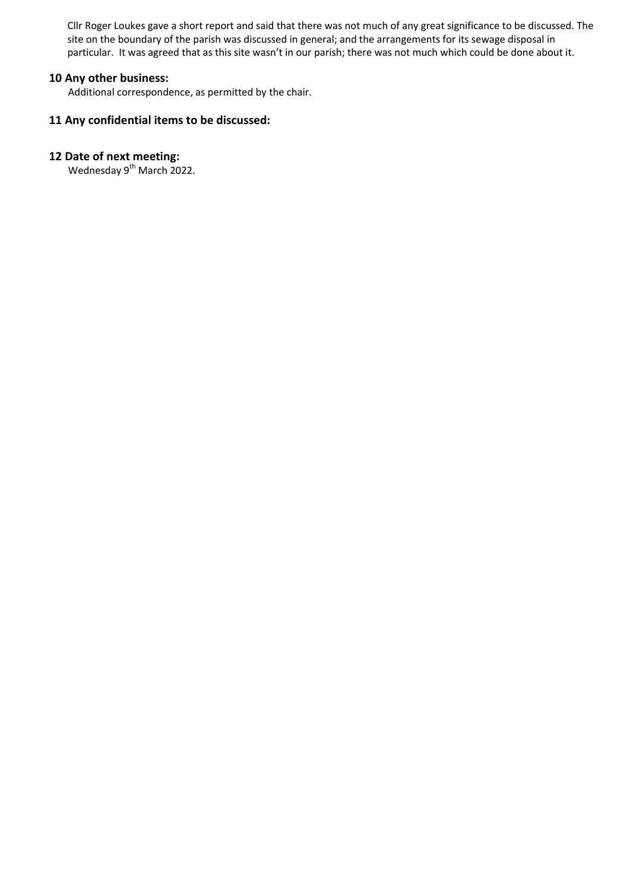Cllr Roger Loukes gave a short report and said that there was not much of any great significance to be discussed. The site on the boundary of the parish was discussed in general; and the arrangements for its sewage disposal in particular. It was agreed that as this site wasn't in our parish; there was not much which could be done about it.

## 10 Any other business:

Additional correspondence, as permitted by the chair.

## 11 Any confidential items to be discussed:

## 12 Date of next meeting:

Wednesday 9th March 2022.